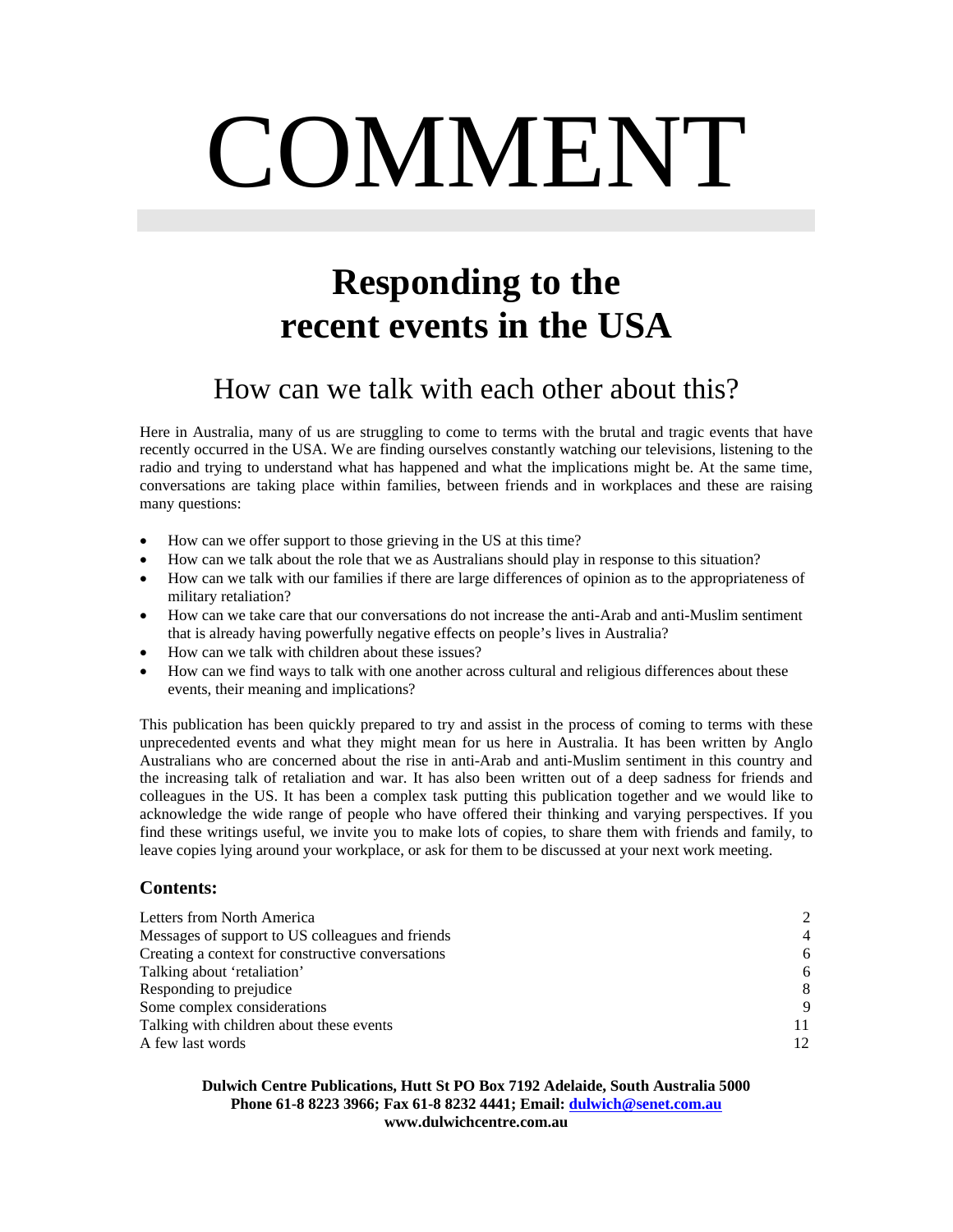# COMMENT

## Responding to the recent events in the USA

### How can we talk with each other about this?

Here in Australia, many of us are struggling to come to terms with the brutal and tragic events that have recently occurred in the USA. We are finding ourselves constantly watching our televisions, listening to the radio and trying to understand what has happened and what the implications might be. At the same time, conversations are taking place within families, between friends and in workplaces and these are raising many questions:

- How can we offer support to those grieving in the US at this time?
- How can we talk about the role that we as Australians should play in response to this situation?
- How can we talk with our families if there are large differences of opinion as to the appropriateness of military retaliation?
- How can we take care that our conversations do not increase the anti-Arab and anti-Muslim sentiment that is already having powerfully negative effects on people's lives in Australia?
- How can we talk with children about these issues?
- How can we find ways to talk with one another across cultural and religious differences about these events, their meaning and implications?

This publication has been quickly prepared to try and assist in the process of coming to terms with these unprecedented events and what they might mean for us here in Australia. It has been written by Anglo Australians who are concerned about the rise in anti-Arab and anti-Muslim sentiment in this country and the increasing talk of retaliation and war. It has also been written out of a deep sadness for friends and colleagues in the US. It has been a complex task putting this publication together and we would like to acknowledge the wide range of people who have offered their thinking and varying perspectives. If you find these writings useful, we invite you to make lots of copies, to share them with friends and family, to leave copies lying around your workplace, or ask for them to be discussed at your next work meeting.

**Contents:**

| | |
|---|---|
| Letters from North America | 2 |
| Messages of support to US colleagues and friends | 4 |
| Creating a context for constructive conversations | 6 |
| Talking about 'retaliation' | 6 |
| Responding to prejudice | 8 |
| Some complex considerations | 9 |
| Talking with children about these events | 11 |
| A few last words | 12 |

**Dulwich Centre Publications, Hutt St PO Box 7192 Adelaide, South Australia 5000**
**Phone 61-8 8223 3966; Fax 61-8 8232 4441; Email: dulwich@senet.com.au**
**www.dulwichcentre.com.au**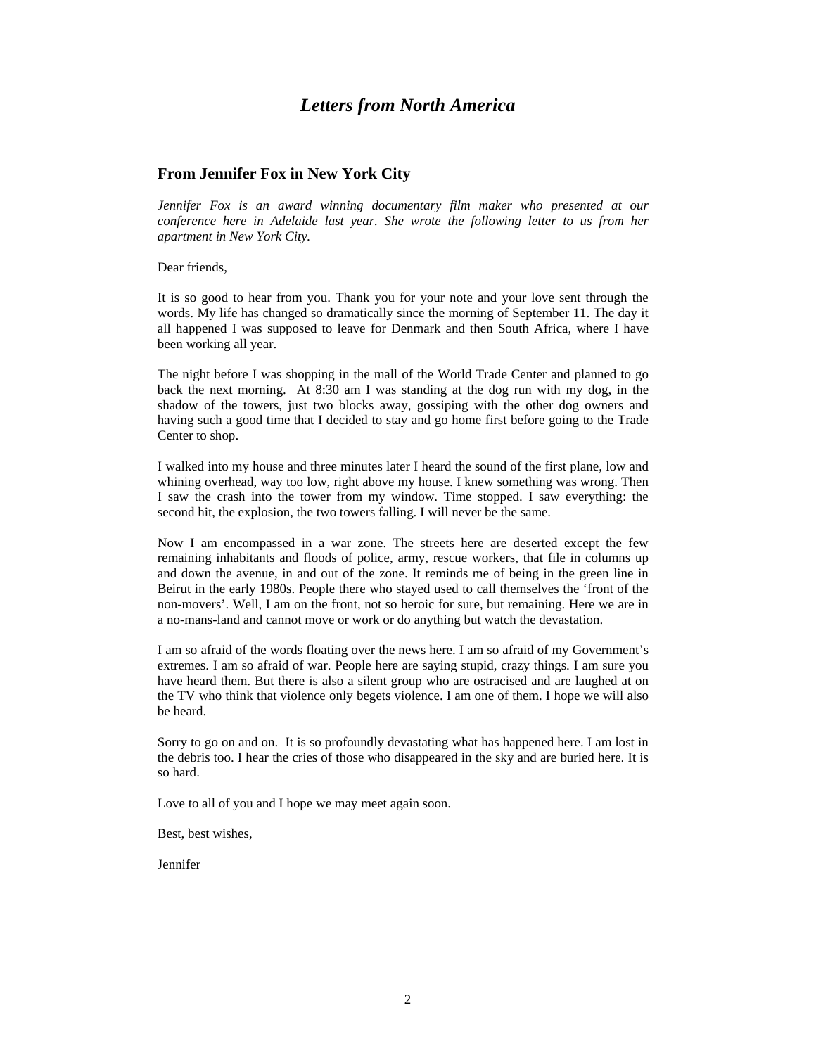# *Letters from North America*

## From Jennifer Fox in New York City

*Jennifer Fox is an award winning documentary film maker who presented at our conference here in Adelaide last year. She wrote the following letter to us from her apartment in New York City.*

Dear friends,

It is so good to hear from you. Thank you for your note and your love sent through the words. My life has changed so dramatically since the morning of September 11. The day it all happened I was supposed to leave for Denmark and then South Africa, where I have been working all year.

The night before I was shopping in the mall of the World Trade Center and planned to go back the next morning. At 8:30 am I was standing at the dog run with my dog, in the shadow of the towers, just two blocks away, gossiping with the other dog owners and having such a good time that I decided to stay and go home first before going to the Trade Center to shop.

I walked into my house and three minutes later I heard the sound of the first plane, low and whining overhead, way too low, right above my house. I knew something was wrong. Then I saw the crash into the tower from my window. Time stopped. I saw everything: the second hit, the explosion, the two towers falling. I will never be the same.

Now I am encompassed in a war zone. The streets here are deserted except the few remaining inhabitants and floods of police, army, rescue workers, that file in columns up and down the avenue, in and out of the zone. It reminds me of being in the green line in Beirut in the early 1980s. People there who stayed used to call themselves the 'front of the non-movers'. Well, I am on the front, not so heroic for sure, but remaining. Here we are in a no-mans-land and cannot move or work or do anything but watch the devastation.

I am so afraid of the words floating over the news here. I am so afraid of my Government's extremes. I am so afraid of war. People here are saying stupid, crazy things. I am sure you have heard them. But there is also a silent group who are ostracised and are laughed at on the TV who think that violence only begets violence. I am one of them. I hope we will also be heard.

Sorry to go on and on. It is so profoundly devastating what has happened here. I am lost in the debris too. I hear the cries of those who disappeared in the sky and are buried here. It is so hard.

Love to all of you and I hope we may meet again soon.

Best, best wishes,

Jennifer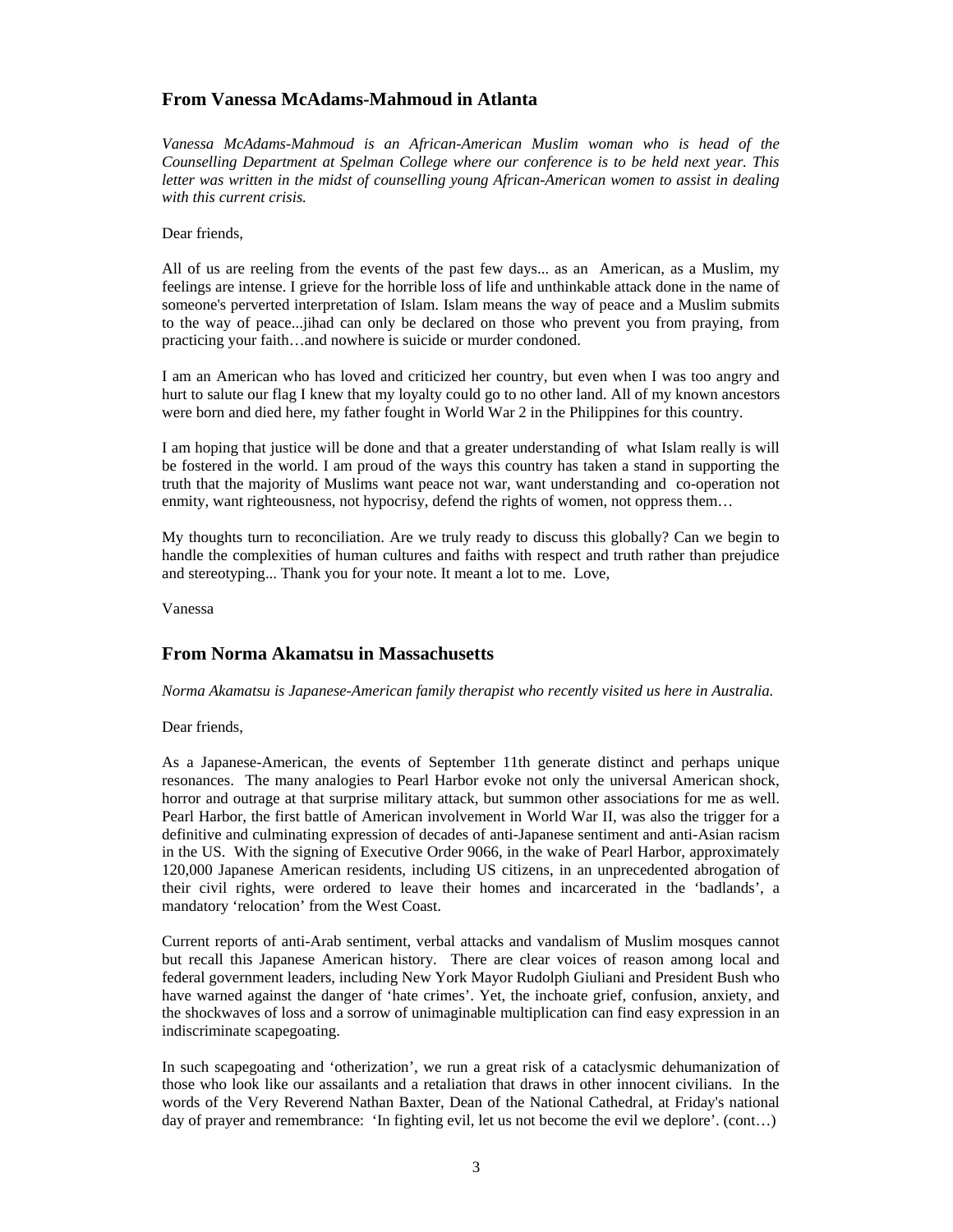## From Vanessa McAdams-Mahmoud in Atlanta

*Vanessa McAdams-Mahmoud is an African-American Muslim woman who is head of the Counselling Department at Spelman College where our conference is to be held next year. This letter was written in the midst of counselling young African-American women to assist in dealing with this current crisis.*

Dear friends,

All of us are reeling from the events of the past few days... as an American, as a Muslim, my feelings are intense. I grieve for the horrible loss of life and unthinkable attack done in the name of someone's perverted interpretation of Islam. Islam means the way of peace and a Muslim submits to the way of peace...jihad can only be declared on those who prevent you from praying, from practicing your faith…and nowhere is suicide or murder condoned.

I am an American who has loved and criticized her country, but even when I was too angry and hurt to salute our flag I knew that my loyalty could go to no other land. All of my known ancestors were born and died here, my father fought in World War 2 in the Philippines for this country.

I am hoping that justice will be done and that a greater understanding of what Islam really is will be fostered in the world. I am proud of the ways this country has taken a stand in supporting the truth that the majority of Muslims want peace not war, want understanding and co-operation not enmity, want righteousness, not hypocrisy, defend the rights of women, not oppress them…

My thoughts turn to reconciliation. Are we truly ready to discuss this globally? Can we begin to handle the complexities of human cultures and faiths with respect and truth rather than prejudice and stereotyping... Thank you for your note. It meant a lot to me. Love,

Vanessa

## From Norma Akamatsu in Massachusetts

*Norma Akamatsu is Japanese-American family therapist who recently visited us here in Australia.*

Dear friends,

As a Japanese-American, the events of September 11th generate distinct and perhaps unique resonances. The many analogies to Pearl Harbor evoke not only the universal American shock, horror and outrage at that surprise military attack, but summon other associations for me as well. Pearl Harbor, the first battle of American involvement in World War II, was also the trigger for a definitive and culminating expression of decades of anti-Japanese sentiment and anti-Asian racism in the US. With the signing of Executive Order 9066, in the wake of Pearl Harbor, approximately 120,000 Japanese American residents, including US citizens, in an unprecedented abrogation of their civil rights, were ordered to leave their homes and incarcerated in the 'badlands', a mandatory 'relocation' from the West Coast.

Current reports of anti-Arab sentiment, verbal attacks and vandalism of Muslim mosques cannot but recall this Japanese American history. There are clear voices of reason among local and federal government leaders, including New York Mayor Rudolph Giuliani and President Bush who have warned against the danger of 'hate crimes'. Yet, the inchoate grief, confusion, anxiety, and the shockwaves of loss and a sorrow of unimaginable multiplication can find easy expression in an indiscriminate scapegoating.

In such scapegoating and 'otherization', we run a great risk of a cataclysmic dehumanization of those who look like our assailants and a retaliation that draws in other innocent civilians. In the words of the Very Reverend Nathan Baxter, Dean of the National Cathedral, at Friday's national day of prayer and remembrance: 'In fighting evil, let us not become the evil we deplore'. (cont…)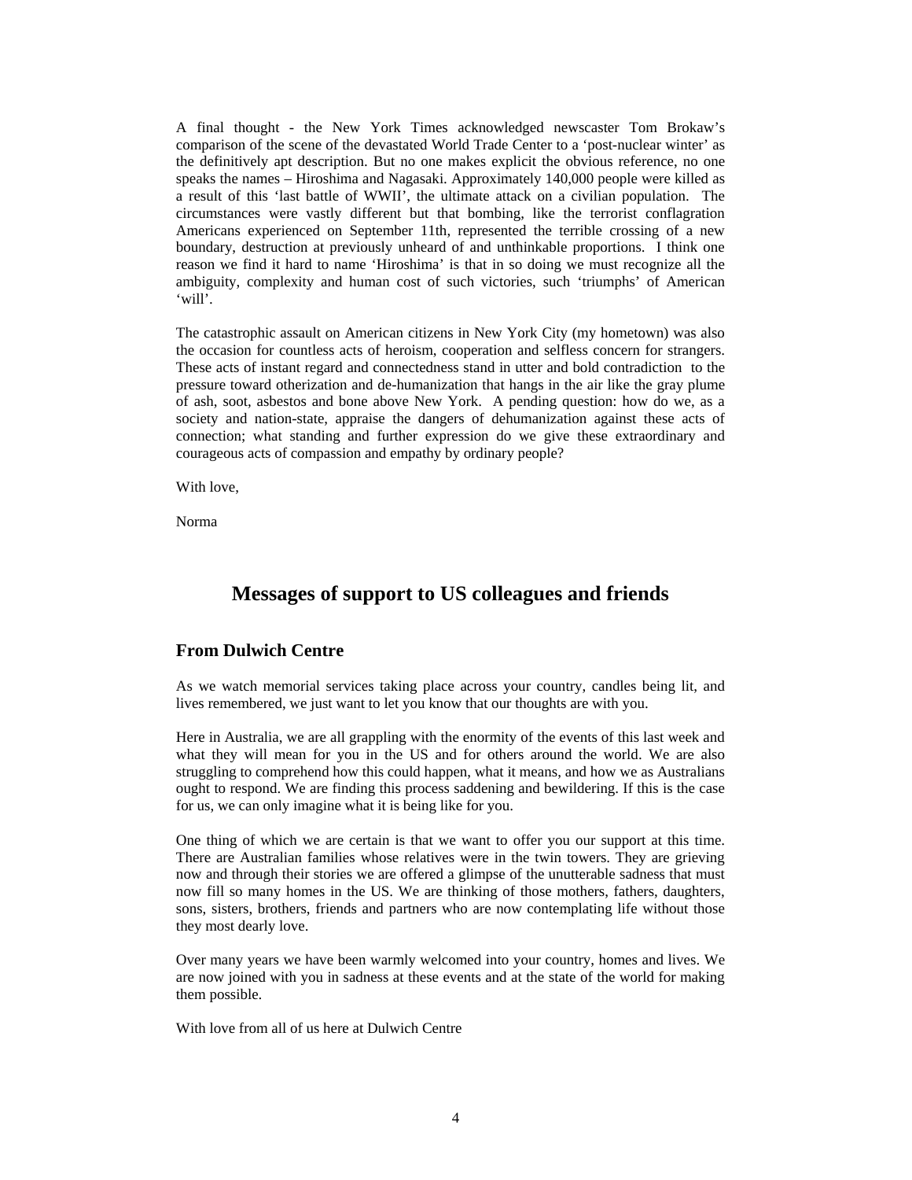A final thought - the New York Times acknowledged newscaster Tom Brokaw's comparison of the scene of the devastated World Trade Center to a 'post-nuclear winter' as the definitively apt description. But no one makes explicit the obvious reference, no one speaks the names – Hiroshima and Nagasaki. Approximately 140,000 people were killed as a result of this 'last battle of WWII', the ultimate attack on a civilian population. The circumstances were vastly different but that bombing, like the terrorist conflagration Americans experienced on September 11th, represented the terrible crossing of a new boundary, destruction at previously unheard of and unthinkable proportions. I think one reason we find it hard to name 'Hiroshima' is that in so doing we must recognize all the ambiguity, complexity and human cost of such victories, such 'triumphs' of American 'will'.

The catastrophic assault on American citizens in New York City (my hometown) was also the occasion for countless acts of heroism, cooperation and selfless concern for strangers. These acts of instant regard and connectedness stand in utter and bold contradiction to the pressure toward otherization and de-humanization that hangs in the air like the gray plume of ash, soot, asbestos and bone above New York. A pending question: how do we, as a society and nation-state, appraise the dangers of dehumanization against these acts of connection; what standing and further expression do we give these extraordinary and courageous acts of compassion and empathy by ordinary people?

With love,

Norma

# Messages of support to US colleagues and friends

## From Dulwich Centre

As we watch memorial services taking place across your country, candles being lit, and lives remembered, we just want to let you know that our thoughts are with you.

Here in Australia, we are all grappling with the enormity of the events of this last week and what they will mean for you in the US and for others around the world. We are also struggling to comprehend how this could happen, what it means, and how we as Australians ought to respond. We are finding this process saddening and bewildering. If this is the case for us, we can only imagine what it is being like for you.

One thing of which we are certain is that we want to offer you our support at this time. There are Australian families whose relatives were in the twin towers. They are grieving now and through their stories we are offered a glimpse of the unutterable sadness that must now fill so many homes in the US. We are thinking of those mothers, fathers, daughters, sons, sisters, brothers, friends and partners who are now contemplating life without those they most dearly love.

Over many years we have been warmly welcomed into your country, homes and lives. We are now joined with you in sadness at these events and at the state of the world for making them possible.

With love from all of us here at Dulwich Centre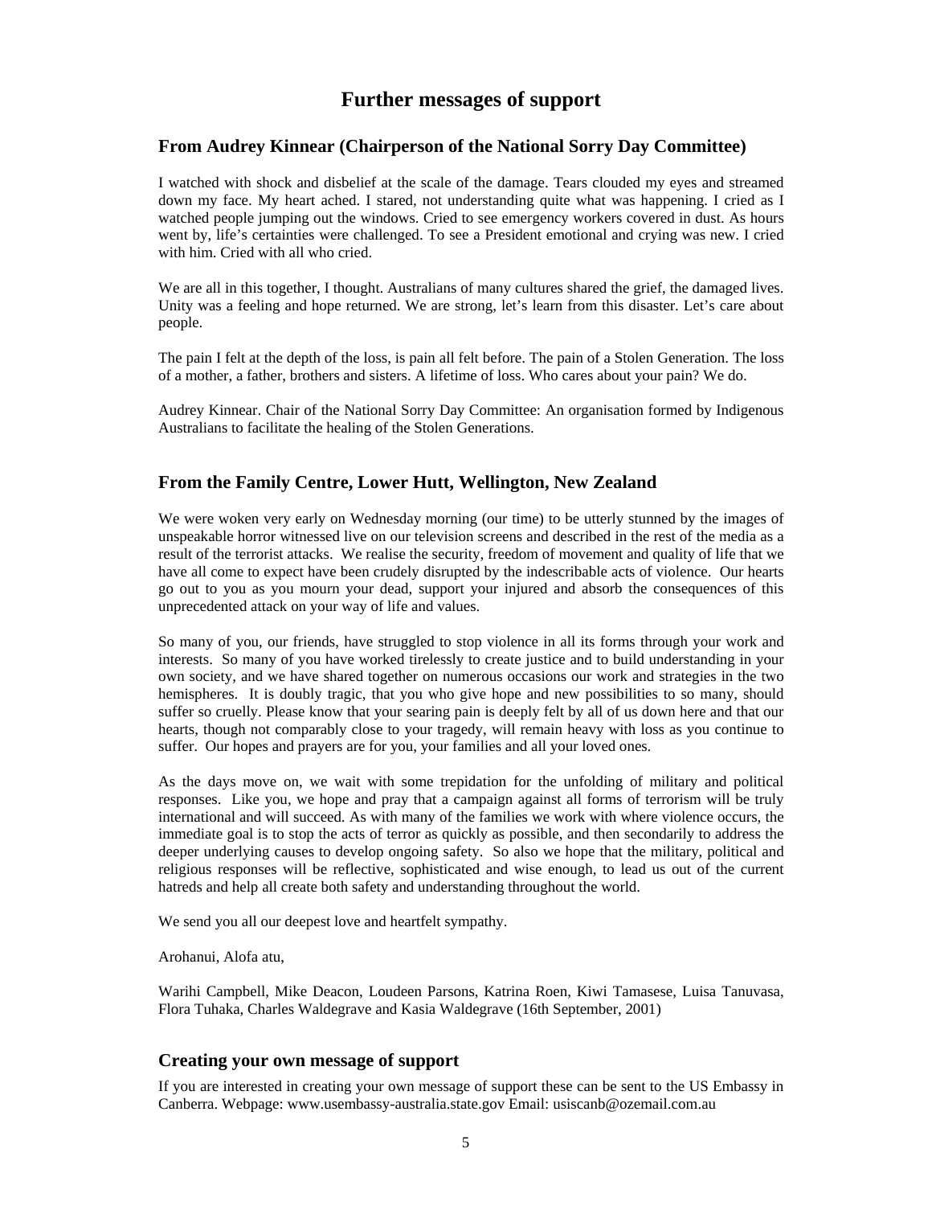# Further messages of support

## From Audrey Kinnear (Chairperson of the National Sorry Day Committee)

I watched with shock and disbelief at the scale of the damage. Tears clouded my eyes and streamed down my face. My heart ached. I stared, not understanding quite what was happening. I cried as I watched people jumping out the windows. Cried to see emergency workers covered in dust. As hours went by, life's certainties were challenged. To see a President emotional and crying was new. I cried with him. Cried with all who cried.

We are all in this together, I thought. Australians of many cultures shared the grief, the damaged lives. Unity was a feeling and hope returned. We are strong, let's learn from this disaster. Let's care about people.

The pain I felt at the depth of the loss, is pain all felt before. The pain of a Stolen Generation. The loss of a mother, a father, brothers and sisters. A lifetime of loss. Who cares about your pain? We do.

Audrey Kinnear. Chair of the National Sorry Day Committee: An organisation formed by Indigenous Australians to facilitate the healing of the Stolen Generations.

## From the Family Centre, Lower Hutt, Wellington, New Zealand

We were woken very early on Wednesday morning (our time) to be utterly stunned by the images of unspeakable horror witnessed live on our television screens and described in the rest of the media as a result of the terrorist attacks. We realise the security, freedom of movement and quality of life that we have all come to expect have been crudely disrupted by the indescribable acts of violence. Our hearts go out to you as you mourn your dead, support your injured and absorb the consequences of this unprecedented attack on your way of life and values.

So many of you, our friends, have struggled to stop violence in all its forms through your work and interests. So many of you have worked tirelessly to create justice and to build understanding in your own society, and we have shared together on numerous occasions our work and strategies in the two hemispheres. It is doubly tragic, that you who give hope and new possibilities to so many, should suffer so cruelly. Please know that your searing pain is deeply felt by all of us down here and that our hearts, though not comparably close to your tragedy, will remain heavy with loss as you continue to suffer. Our hopes and prayers are for you, your families and all your loved ones.

As the days move on, we wait with some trepidation for the unfolding of military and political responses. Like you, we hope and pray that a campaign against all forms of terrorism will be truly international and will succeed. As with many of the families we work with where violence occurs, the immediate goal is to stop the acts of terror as quickly as possible, and then secondarily to address the deeper underlying causes to develop ongoing safety. So also we hope that the military, political and religious responses will be reflective, sophisticated and wise enough, to lead us out of the current hatreds and help all create both safety and understanding throughout the world.

We send you all our deepest love and heartfelt sympathy.

Arohanui, Alofa atu,

Warihi Campbell, Mike Deacon, Loudeen Parsons, Katrina Roen, Kiwi Tamasese, Luisa Tanuvasa, Flora Tuhaka, Charles Waldegrave and Kasia Waldegrave (16th September, 2001)

## Creating your own message of support

If you are interested in creating your own message of support these can be sent to the US Embassy in Canberra. Webpage: www.usembassy-australia.state.gov Email: usiscanb@ozemail.com.au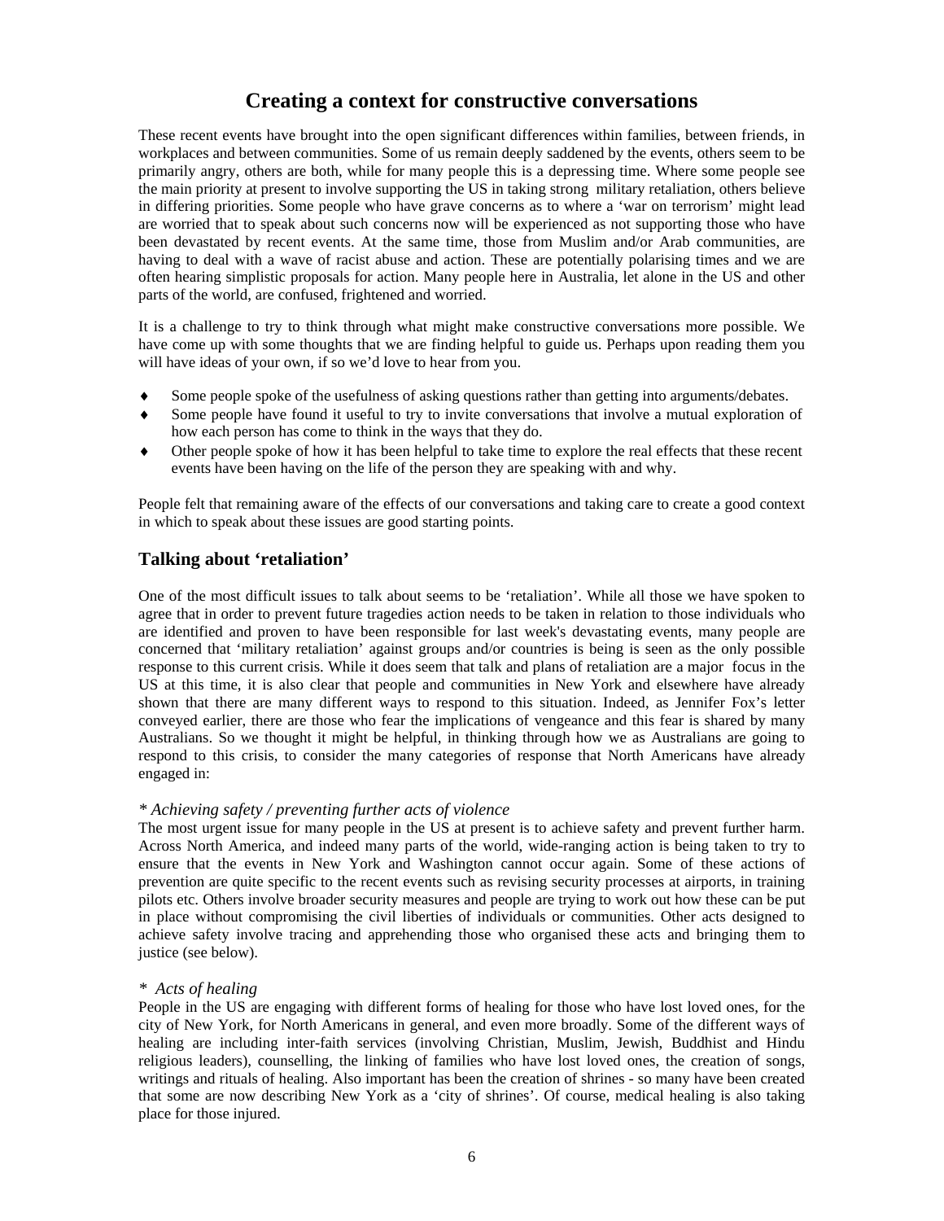## Creating a context for constructive conversations

These recent events have brought into the open significant differences within families, between friends, in workplaces and between communities. Some of us remain deeply saddened by the events, others seem to be primarily angry, others are both, while for many people this is a depressing time. Where some people see the main priority at present to involve supporting the US in taking strong military retaliation, others believe in differing priorities. Some people who have grave concerns as to where a 'war on terrorism' might lead are worried that to speak about such concerns now will be experienced as not supporting those who have been devastated by recent events. At the same time, those from Muslim and/or Arab communities, are having to deal with a wave of racist abuse and action. These are potentially polarising times and we are often hearing simplistic proposals for action. Many people here in Australia, let alone in the US and other parts of the world, are confused, frightened and worried.

It is a challenge to try to think through what might make constructive conversations more possible. We have come up with some thoughts that we are finding helpful to guide us. Perhaps upon reading them you will have ideas of your own, if so we'd love to hear from you.

- Some people spoke of the usefulness of asking questions rather than getting into arguments/debates.
- Some people have found it useful to try to invite conversations that involve a mutual exploration of how each person has come to think in the ways that they do.
- Other people spoke of how it has been helpful to take time to explore the real effects that these recent events have been having on the life of the person they are speaking with and why.

People felt that remaining aware of the effects of our conversations and taking care to create a good context in which to speak about these issues are good starting points.

### Talking about 'retaliation'

One of the most difficult issues to talk about seems to be 'retaliation'. While all those we have spoken to agree that in order to prevent future tragedies action needs to be taken in relation to those individuals who are identified and proven to have been responsible for last week's devastating events, many people are concerned that 'military retaliation' against groups and/or countries is being is seen as the only possible response to this current crisis. While it does seem that talk and plans of retaliation are a major focus in the US at this time, it is also clear that people and communities in New York and elsewhere have already shown that there are many different ways to respond to this situation. Indeed, as Jennifer Fox's letter conveyed earlier, there are those who fear the implications of vengeance and this fear is shared by many Australians. So we thought it might be helpful, in thinking through how we as Australians are going to respond to this crisis, to consider the many categories of response that North Americans have already engaged in:

*\* Achieving safety / preventing further acts of violence*

The most urgent issue for many people in the US at present is to achieve safety and prevent further harm. Across North America, and indeed many parts of the world, wide-ranging action is being taken to try to ensure that the events in New York and Washington cannot occur again. Some of these actions of prevention are quite specific to the recent events such as revising security processes at airports, in training pilots etc. Others involve broader security measures and people are trying to work out how these can be put in place without compromising the civil liberties of individuals or communities. Other acts designed to achieve safety involve tracing and apprehending those who organised these acts and bringing them to justice (see below).

*\* Acts of healing*

People in the US are engaging with different forms of healing for those who have lost loved ones, for the city of New York, for North Americans in general, and even more broadly. Some of the different ways of healing are including inter-faith services (involving Christian, Muslim, Jewish, Buddhist and Hindu religious leaders), counselling, the linking of families who have lost loved ones, the creation of songs, writings and rituals of healing. Also important has been the creation of shrines - so many have been created that some are now describing New York as a 'city of shrines'. Of course, medical healing is also taking place for those injured.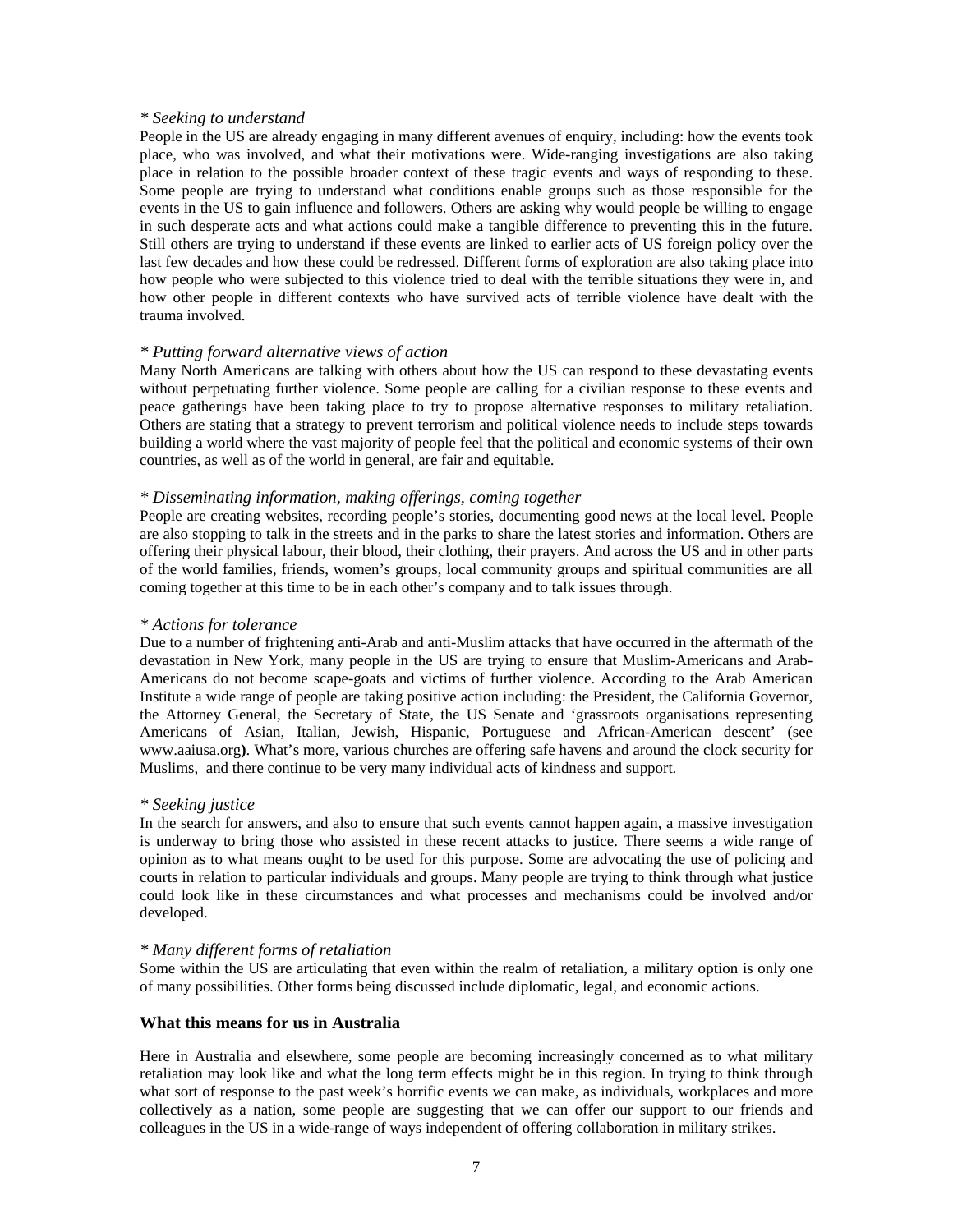*\* Seeking to understand*

People in the US are already engaging in many different avenues of enquiry, including: how the events took place, who was involved, and what their motivations were. Wide-ranging investigations are also taking place in relation to the possible broader context of these tragic events and ways of responding to these. Some people are trying to understand what conditions enable groups such as those responsible for the events in the US to gain influence and followers. Others are asking why would people be willing to engage in such desperate acts and what actions could make a tangible difference to preventing this in the future. Still others are trying to understand if these events are linked to earlier acts of US foreign policy over the last few decades and how these could be redressed. Different forms of exploration are also taking place into how people who were subjected to this violence tried to deal with the terrible situations they were in, and how other people in different contexts who have survived acts of terrible violence have dealt with the trauma involved.

*\* Putting forward alternative views of action*

Many North Americans are talking with others about how the US can respond to these devastating events without perpetuating further violence. Some people are calling for a civilian response to these events and peace gatherings have been taking place to try to propose alternative responses to military retaliation. Others are stating that a strategy to prevent terrorism and political violence needs to include steps towards building a world where the vast majority of people feel that the political and economic systems of their own countries, as well as of the world in general, are fair and equitable.

*\* Disseminating information, making offerings, coming together*

People are creating websites, recording people's stories, documenting good news at the local level. People are also stopping to talk in the streets and in the parks to share the latest stories and information. Others are offering their physical labour, their blood, their clothing, their prayers. And across the US and in other parts of the world families, friends, women's groups, local community groups and spiritual communities are all coming together at this time to be in each other's company and to talk issues through.

*\* Actions for tolerance*

Due to a number of frightening anti-Arab and anti-Muslim attacks that have occurred in the aftermath of the devastation in New York, many people in the US are trying to ensure that Muslim-Americans and Arab-Americans do not become scape-goats and victims of further violence. According to the Arab American Institute a wide range of people are taking positive action including: the President, the California Governor, the Attorney General, the Secretary of State, the US Senate and 'grassroots organisations representing Americans of Asian, Italian, Jewish, Hispanic, Portuguese and African-American descent' (see www.aaiusa.org**)**. What's more, various churches are offering safe havens and around the clock security for Muslims, and there continue to be very many individual acts of kindness and support.

*\* Seeking justice*

In the search for answers, and also to ensure that such events cannot happen again, a massive investigation is underway to bring those who assisted in these recent attacks to justice. There seems a wide range of opinion as to what means ought to be used for this purpose. Some are advocating the use of policing and courts in relation to particular individuals and groups. Many people are trying to think through what justice could look like in these circumstances and what processes and mechanisms could be involved and/or developed.

*\* Many different forms of retaliation*

Some within the US are articulating that even within the realm of retaliation, a military option is only one of many possibilities. Other forms being discussed include diplomatic, legal, and economic actions.

### What this means for us in Australia

Here in Australia and elsewhere, some people are becoming increasingly concerned as to what military retaliation may look like and what the long term effects might be in this region. In trying to think through what sort of response to the past week's horrific events we can make, as individuals, workplaces and more collectively as a nation, some people are suggesting that we can offer our support to our friends and colleagues in the US in a wide-range of ways independent of offering collaboration in military strikes.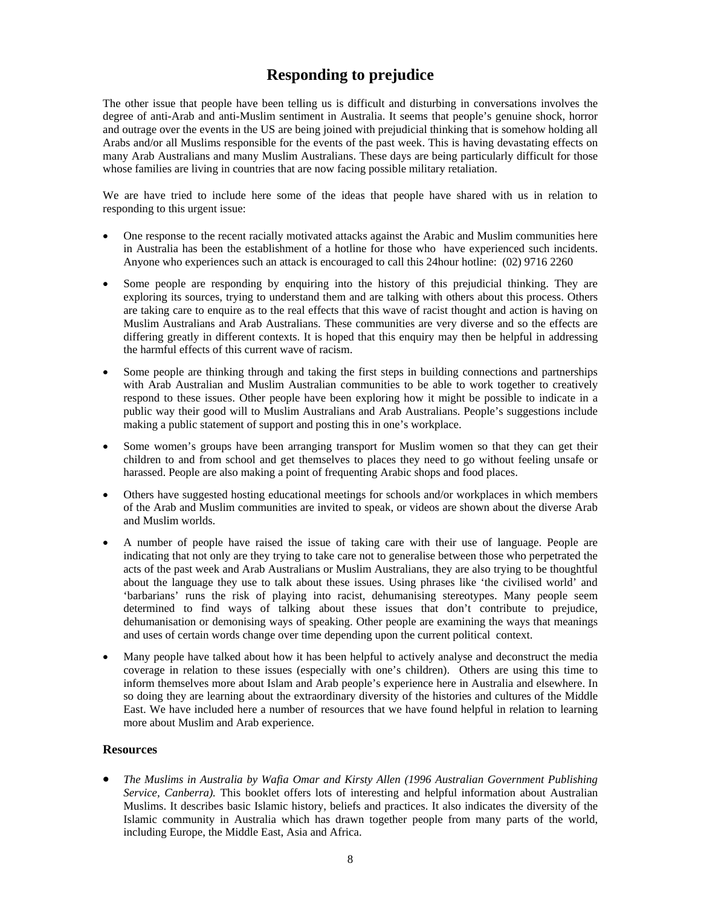# Responding to prejudice

The other issue that people have been telling us is difficult and disturbing in conversations involves the degree of anti-Arab and anti-Muslim sentiment in Australia. It seems that people's genuine shock, horror and outrage over the events in the US are being joined with prejudicial thinking that is somehow holding all Arabs and/or all Muslims responsible for the events of the past week. This is having devastating effects on many Arab Australians and many Muslim Australians. These days are being particularly difficult for those whose families are living in countries that are now facing possible military retaliation.

We are have tried to include here some of the ideas that people have shared with us in relation to responding to this urgent issue:

- One response to the recent racially motivated attacks against the Arabic and Muslim communities here in Australia has been the establishment of a hotline for those who have experienced such incidents. Anyone who experiences such an attack is encouraged to call this 24hour hotline: (02) 9716 2260
- Some people are responding by enquiring into the history of this prejudicial thinking. They are exploring its sources, trying to understand them and are talking with others about this process. Others are taking care to enquire as to the real effects that this wave of racist thought and action is having on Muslim Australians and Arab Australians. These communities are very diverse and so the effects are differing greatly in different contexts. It is hoped that this enquiry may then be helpful in addressing the harmful effects of this current wave of racism.
- Some people are thinking through and taking the first steps in building connections and partnerships with Arab Australian and Muslim Australian communities to be able to work together to creatively respond to these issues. Other people have been exploring how it might be possible to indicate in a public way their good will to Muslim Australians and Arab Australians. People's suggestions include making a public statement of support and posting this in one's workplace.
- Some women's groups have been arranging transport for Muslim women so that they can get their children to and from school and get themselves to places they need to go without feeling unsafe or harassed. People are also making a point of frequenting Arabic shops and food places.
- Others have suggested hosting educational meetings for schools and/or workplaces in which members of the Arab and Muslim communities are invited to speak, or videos are shown about the diverse Arab and Muslim worlds.
- A number of people have raised the issue of taking care with their use of language. People are indicating that not only are they trying to take care not to generalise between those who perpetrated the acts of the past week and Arab Australians or Muslim Australians, they are also trying to be thoughtful about the language they use to talk about these issues. Using phrases like 'the civilised world' and 'barbarians' runs the risk of playing into racist, dehumanising stereotypes. Many people seem determined to find ways of talking about these issues that don't contribute to prejudice, dehumanisation or demonising ways of speaking. Other people are examining the ways that meanings and uses of certain words change over time depending upon the current political context.
- Many people have talked about how it has been helpful to actively analyse and deconstruct the media coverage in relation to these issues (especially with one's children). Others are using this time to inform themselves more about Islam and Arab people's experience here in Australia and elsewhere. In so doing they are learning about the extraordinary diversity of the histories and cultures of the Middle East. We have included here a number of resources that we have found helpful in relation to learning more about Muslim and Arab experience.

### Resources

- *The Muslims in Australia by Wafia Omar and Kirsty Allen (1996 Australian Government Publishing Service, Canberra).* This booklet offers lots of interesting and helpful information about Australian Muslims. It describes basic Islamic history, beliefs and practices. It also indicates the diversity of the Islamic community in Australia which has drawn together people from many parts of the world, including Europe, the Middle East, Asia and Africa.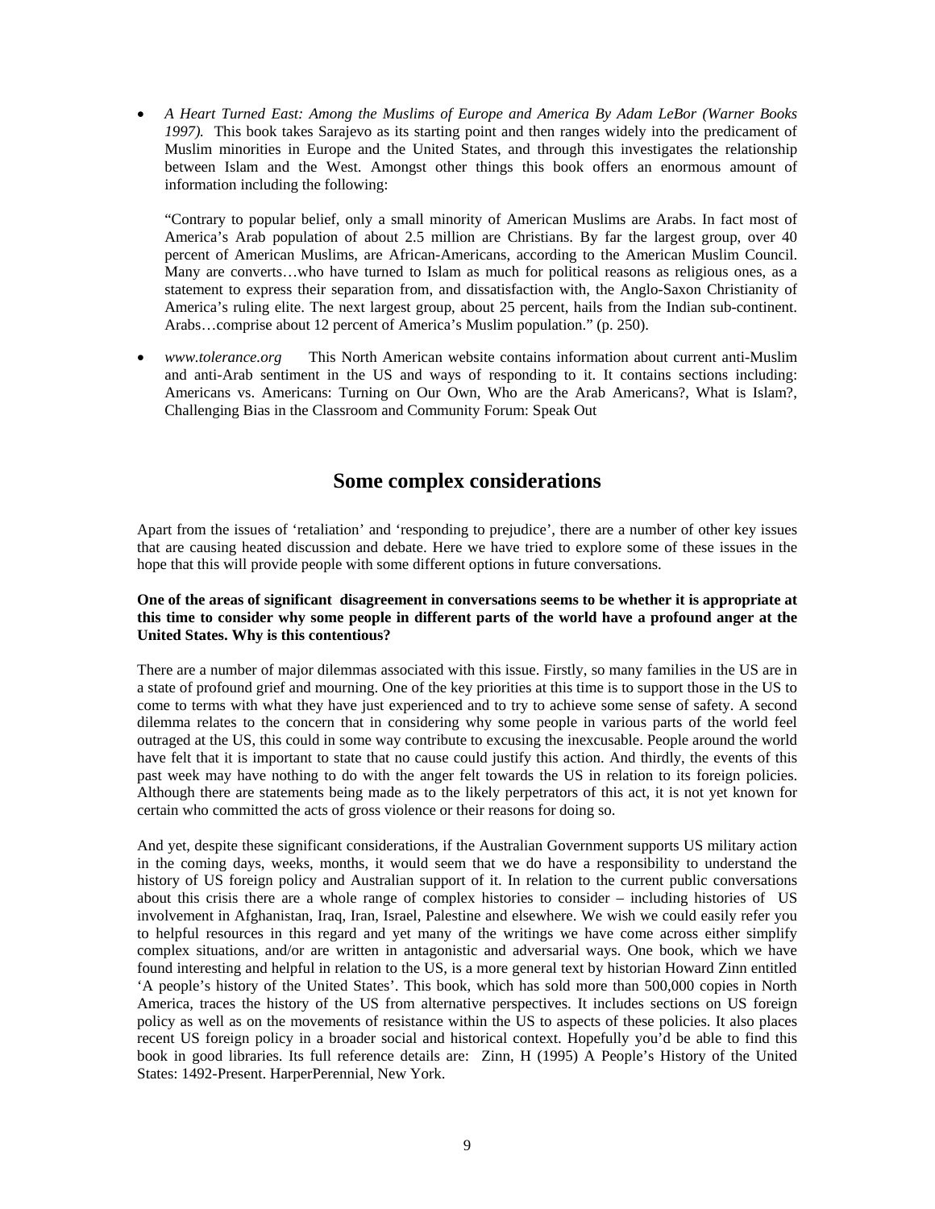- *A Heart Turned East: Among the Muslims of Europe and America By Adam LeBor (Warner Books 1997).* This book takes Sarajevo as its starting point and then ranges widely into the predicament of Muslim minorities in Europe and the United States, and through this investigates the relationship between Islam and the West. Amongst other things this book offers an enormous amount of information including the following:

  "Contrary to popular belief, only a small minority of American Muslims are Arabs. In fact most of America's Arab population of about 2.5 million are Christians. By far the largest group, over 40 percent of American Muslims, are African-Americans, according to the American Muslim Council. Many are converts…who have turned to Islam as much for political reasons as religious ones, as a statement to express their separation from, and dissatisfaction with, the Anglo-Saxon Christianity of America's ruling elite. The next largest group, about 25 percent, hails from the Indian sub-continent. Arabs…comprise about 12 percent of America's Muslim population." (p. 250).

- *www.tolerance.org* This North American website contains information about current anti-Muslim and anti-Arab sentiment in the US and ways of responding to it. It contains sections including: Americans vs. Americans: Turning on Our Own, Who are the Arab Americans?, What is Islam?, Challenging Bias in the Classroom and Community Forum: Speak Out

## Some complex considerations

Apart from the issues of 'retaliation' and 'responding to prejudice', there are a number of other key issues that are causing heated discussion and debate. Here we have tried to explore some of these issues in the hope that this will provide people with some different options in future conversations.

**One of the areas of significant disagreement in conversations seems to be whether it is appropriate at this time to consider why some people in different parts of the world have a profound anger at the United States. Why is this contentious?**

There are a number of major dilemmas associated with this issue. Firstly, so many families in the US are in a state of profound grief and mourning. One of the key priorities at this time is to support those in the US to come to terms with what they have just experienced and to try to achieve some sense of safety. A second dilemma relates to the concern that in considering why some people in various parts of the world feel outraged at the US, this could in some way contribute to excusing the inexcusable. People around the world have felt that it is important to state that no cause could justify this action. And thirdly, the events of this past week may have nothing to do with the anger felt towards the US in relation to its foreign policies. Although there are statements being made as to the likely perpetrators of this act, it is not yet known for certain who committed the acts of gross violence or their reasons for doing so.

And yet, despite these significant considerations, if the Australian Government supports US military action in the coming days, weeks, months, it would seem that we do have a responsibility to understand the history of US foreign policy and Australian support of it. In relation to the current public conversations about this crisis there are a whole range of complex histories to consider – including histories of US involvement in Afghanistan, Iraq, Iran, Israel, Palestine and elsewhere. We wish we could easily refer you to helpful resources in this regard and yet many of the writings we have come across either simplify complex situations, and/or are written in antagonistic and adversarial ways. One book, which we have found interesting and helpful in relation to the US, is a more general text by historian Howard Zinn entitled 'A people's history of the United States'. This book, which has sold more than 500,000 copies in North America, traces the history of the US from alternative perspectives. It includes sections on US foreign policy as well as on the movements of resistance within the US to aspects of these policies. It also places recent US foreign policy in a broader social and historical context. Hopefully you'd be able to find this book in good libraries. Its full reference details are: Zinn, H (1995) A People's History of the United States: 1492-Present. HarperPerennial, New York.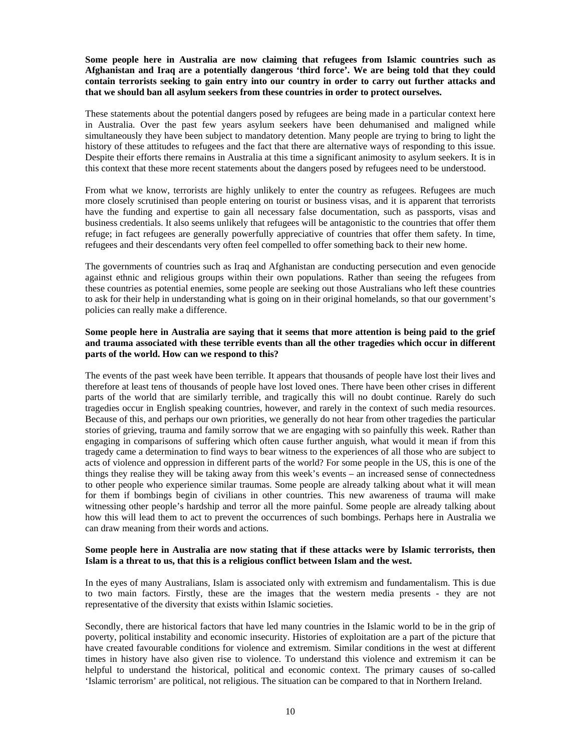**Some people here in Australia are now claiming that refugees from Islamic countries such as Afghanistan and Iraq are a potentially dangerous 'third force'. We are being told that they could contain terrorists seeking to gain entry into our country in order to carry out further attacks and that we should ban all asylum seekers from these countries in order to protect ourselves.**

These statements about the potential dangers posed by refugees are being made in a particular context here in Australia. Over the past few years asylum seekers have been dehumanised and maligned while simultaneously they have been subject to mandatory detention. Many people are trying to bring to light the history of these attitudes to refugees and the fact that there are alternative ways of responding to this issue. Despite their efforts there remains in Australia at this time a significant animosity to asylum seekers. It is in this context that these more recent statements about the dangers posed by refugees need to be understood.

From what we know, terrorists are highly unlikely to enter the country as refugees. Refugees are much more closely scrutinised than people entering on tourist or business visas, and it is apparent that terrorists have the funding and expertise to gain all necessary false documentation, such as passports, visas and business credentials. It also seems unlikely that refugees will be antagonistic to the countries that offer them refuge; in fact refugees are generally powerfully appreciative of countries that offer them safety. In time, refugees and their descendants very often feel compelled to offer something back to their new home.

The governments of countries such as Iraq and Afghanistan are conducting persecution and even genocide against ethnic and religious groups within their own populations. Rather than seeing the refugees from these countries as potential enemies, some people are seeking out those Australians who left these countries to ask for their help in understanding what is going on in their original homelands, so that our government's policies can really make a difference.

**Some people here in Australia are saying that it seems that more attention is being paid to the grief and trauma associated with these terrible events than all the other tragedies which occur in different parts of the world. How can we respond to this?**

The events of the past week have been terrible. It appears that thousands of people have lost their lives and therefore at least tens of thousands of people have lost loved ones. There have been other crises in different parts of the world that are similarly terrible, and tragically this will no doubt continue. Rarely do such tragedies occur in English speaking countries, however, and rarely in the context of such media resources. Because of this, and perhaps our own priorities, we generally do not hear from other tragedies the particular stories of grieving, trauma and family sorrow that we are engaging with so painfully this week. Rather than engaging in comparisons of suffering which often cause further anguish, what would it mean if from this tragedy came a determination to find ways to bear witness to the experiences of all those who are subject to acts of violence and oppression in different parts of the world? For some people in the US, this is one of the things they realise they will be taking away from this week's events – an increased sense of connectedness to other people who experience similar traumas. Some people are already talking about what it will mean for them if bombings begin of civilians in other countries. This new awareness of trauma will make witnessing other people's hardship and terror all the more painful. Some people are already talking about how this will lead them to act to prevent the occurrences of such bombings. Perhaps here in Australia we can draw meaning from their words and actions.

**Some people here in Australia are now stating that if these attacks were by Islamic terrorists, then Islam is a threat to us, that this is a religious conflict between Islam and the west.**

In the eyes of many Australians, Islam is associated only with extremism and fundamentalism. This is due to two main factors. Firstly, these are the images that the western media presents - they are not representative of the diversity that exists within Islamic societies.

Secondly, there are historical factors that have led many countries in the Islamic world to be in the grip of poverty, political instability and economic insecurity. Histories of exploitation are a part of the picture that have created favourable conditions for violence and extremism. Similar conditions in the west at different times in history have also given rise to violence. To understand this violence and extremism it can be helpful to understand the historical, political and economic context. The primary causes of so-called 'Islamic terrorism' are political, not religious. The situation can be compared to that in Northern Ireland.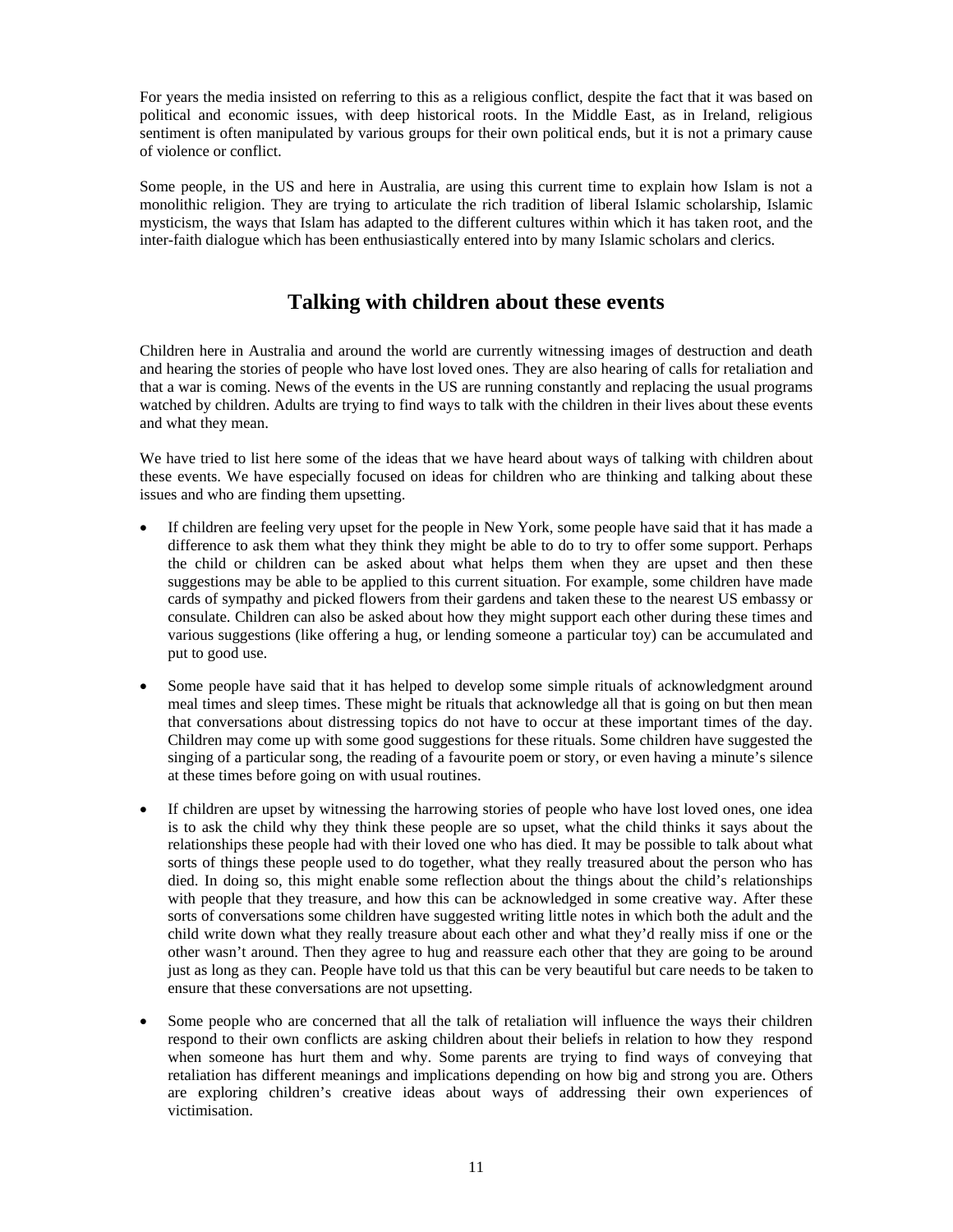For years the media insisted on referring to this as a religious conflict, despite the fact that it was based on political and economic issues, with deep historical roots. In the Middle East, as in Ireland, religious sentiment is often manipulated by various groups for their own political ends, but it is not a primary cause of violence or conflict.

Some people, in the US and here in Australia, are using this current time to explain how Islam is not a monolithic religion. They are trying to articulate the rich tradition of liberal Islamic scholarship, Islamic mysticism, the ways that Islam has adapted to the different cultures within which it has taken root, and the inter-faith dialogue which has been enthusiastically entered into by many Islamic scholars and clerics.

## Talking with children about these events

Children here in Australia and around the world are currently witnessing images of destruction and death and hearing the stories of people who have lost loved ones. They are also hearing of calls for retaliation and that a war is coming. News of the events in the US are running constantly and replacing the usual programs watched by children. Adults are trying to find ways to talk with the children in their lives about these events and what they mean.

We have tried to list here some of the ideas that we have heard about ways of talking with children about these events. We have especially focused on ideas for children who are thinking and talking about these issues and who are finding them upsetting.

- If children are feeling very upset for the people in New York, some people have said that it has made a difference to ask them what they think they might be able to do to try to offer some support. Perhaps the child or children can be asked about what helps them when they are upset and then these suggestions may be able to be applied to this current situation. For example, some children have made cards of sympathy and picked flowers from their gardens and taken these to the nearest US embassy or consulate. Children can also be asked about how they might support each other during these times and various suggestions (like offering a hug, or lending someone a particular toy) can be accumulated and put to good use.

- Some people have said that it has helped to develop some simple rituals of acknowledgment around meal times and sleep times. These might be rituals that acknowledge all that is going on but then mean that conversations about distressing topics do not have to occur at these important times of the day. Children may come up with some good suggestions for these rituals. Some children have suggested the singing of a particular song, the reading of a favourite poem or story, or even having a minute's silence at these times before going on with usual routines.

- If children are upset by witnessing the harrowing stories of people who have lost loved ones, one idea is to ask the child why they think these people are so upset, what the child thinks it says about the relationships these people had with their loved one who has died. It may be possible to talk about what sorts of things these people used to do together, what they really treasured about the person who has died. In doing so, this might enable some reflection about the things about the child's relationships with people that they treasure, and how this can be acknowledged in some creative way. After these sorts of conversations some children have suggested writing little notes in which both the adult and the child write down what they really treasure about each other and what they'd really miss if one or the other wasn't around. Then they agree to hug and reassure each other that they are going to be around just as long as they can. People have told us that this can be very beautiful but care needs to be taken to ensure that these conversations are not upsetting.

- Some people who are concerned that all the talk of retaliation will influence the ways their children respond to their own conflicts are asking children about their beliefs in relation to how they respond when someone has hurt them and why. Some parents are trying to find ways of conveying that retaliation has different meanings and implications depending on how big and strong you are. Others are exploring children's creative ideas about ways of addressing their own experiences of victimisation.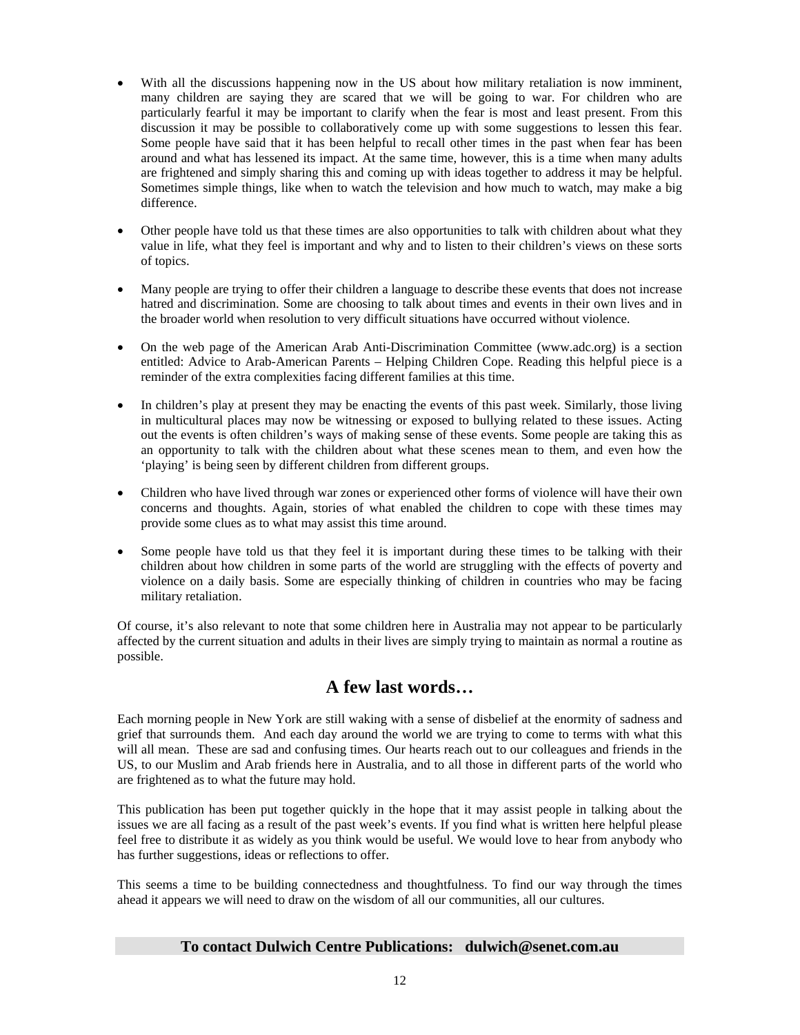- With all the discussions happening now in the US about how military retaliation is now imminent, many children are saying they are scared that we will be going to war. For children who are particularly fearful it may be important to clarify when the fear is most and least present. From this discussion it may be possible to collaboratively come up with some suggestions to lessen this fear. Some people have said that it has been helpful to recall other times in the past when fear has been around and what has lessened its impact. At the same time, however, this is a time when many adults are frightened and simply sharing this and coming up with ideas together to address it may be helpful. Sometimes simple things, like when to watch the television and how much to watch, may make a big difference.

- Other people have told us that these times are also opportunities to talk with children about what they value in life, what they feel is important and why and to listen to their children's views on these sorts of topics.

- Many people are trying to offer their children a language to describe these events that does not increase hatred and discrimination. Some are choosing to talk about times and events in their own lives and in the broader world when resolution to very difficult situations have occurred without violence.

- On the web page of the American Arab Anti-Discrimination Committee (www.adc.org) is a section entitled: Advice to Arab-American Parents – Helping Children Cope. Reading this helpful piece is a reminder of the extra complexities facing different families at this time.

- In children's play at present they may be enacting the events of this past week. Similarly, those living in multicultural places may now be witnessing or exposed to bullying related to these issues. Acting out the events is often children's ways of making sense of these events. Some people are taking this as an opportunity to talk with the children about what these scenes mean to them, and even how the 'playing' is being seen by different children from different groups.

- Children who have lived through war zones or experienced other forms of violence will have their own concerns and thoughts. Again, stories of what enabled the children to cope with these times may provide some clues as to what may assist this time around.

- Some people have told us that they feel it is important during these times to be talking with their children about how children in some parts of the world are struggling with the effects of poverty and violence on a daily basis. Some are especially thinking of children in countries who may be facing military retaliation.

Of course, it's also relevant to note that some children here in Australia may not appear to be particularly affected by the current situation and adults in their lives are simply trying to maintain as normal a routine as possible.

## A few last words…

Each morning people in New York are still waking with a sense of disbelief at the enormity of sadness and grief that surrounds them. And each day around the world we are trying to come to terms with what this will all mean. These are sad and confusing times. Our hearts reach out to our colleagues and friends in the US, to our Muslim and Arab friends here in Australia, and to all those in different parts of the world who are frightened as to what the future may hold.

This publication has been put together quickly in the hope that it may assist people in talking about the issues we are all facing as a result of the past week's events. If you find what is written here helpful please feel free to distribute it as widely as you think would be useful. We would love to hear from anybody who has further suggestions, ideas or reflections to offer.

This seems a time to be building connectedness and thoughtfulness. To find our way through the times ahead it appears we will need to draw on the wisdom of all our communities, all our cultures.

**To contact Dulwich Centre Publications: dulwich@senet.com.au**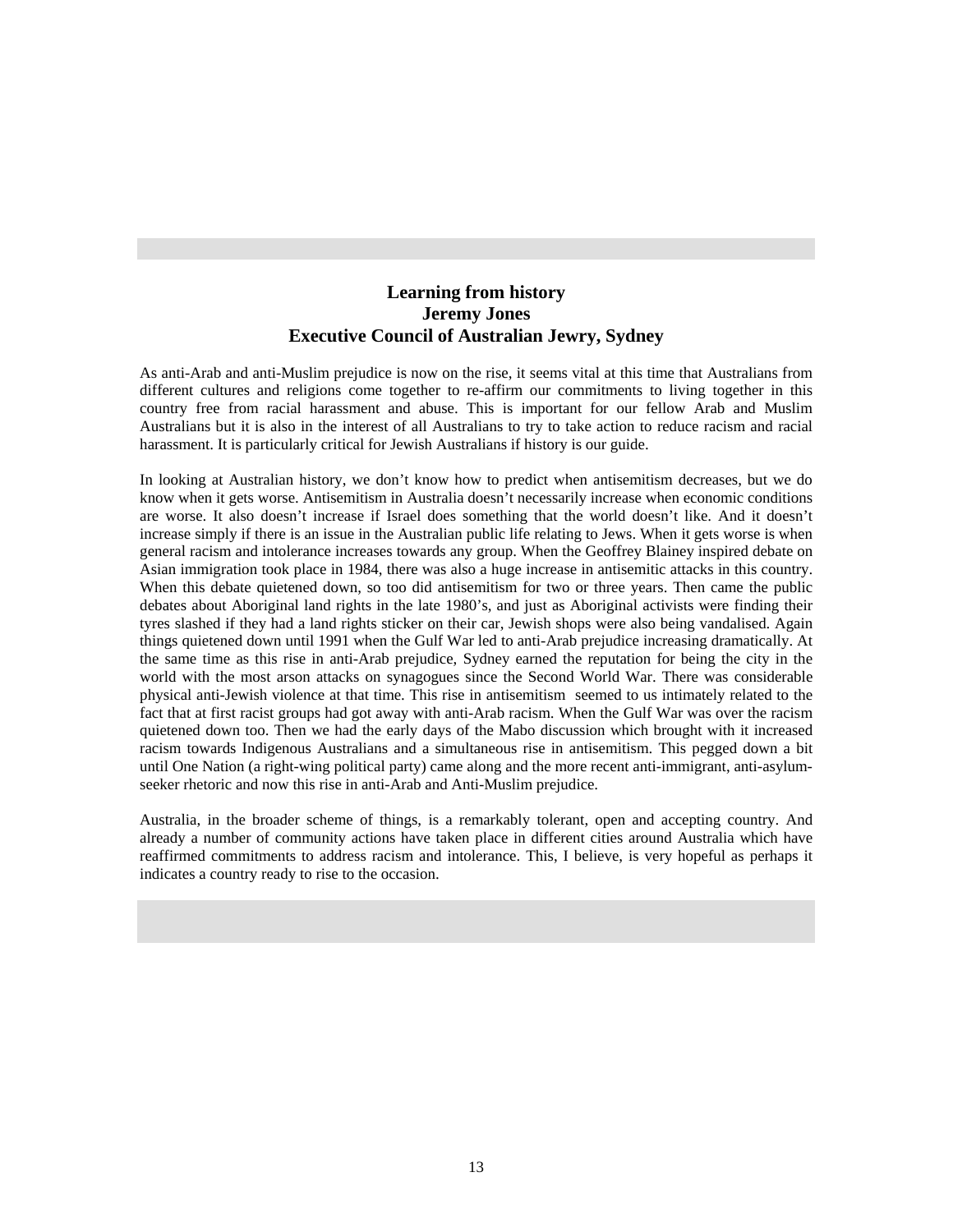## Learning from history
### Jeremy Jones
### Executive Council of Australian Jewry, Sydney

As anti-Arab and anti-Muslim prejudice is now on the rise, it seems vital at this time that Australians from different cultures and religions come together to re-affirm our commitments to living together in this country free from racial harassment and abuse. This is important for our fellow Arab and Muslim Australians but it is also in the interest of all Australians to try to take action to reduce racism and racial harassment. It is particularly critical for Jewish Australians if history is our guide.

In looking at Australian history, we don't know how to predict when antisemitism decreases, but we do know when it gets worse. Antisemitism in Australia doesn't necessarily increase when economic conditions are worse. It also doesn't increase if Israel does something that the world doesn't like. And it doesn't increase simply if there is an issue in the Australian public life relating to Jews. When it gets worse is when general racism and intolerance increases towards any group. When the Geoffrey Blainey inspired debate on Asian immigration took place in 1984, there was also a huge increase in antisemitic attacks in this country. When this debate quietened down, so too did antisemitism for two or three years. Then came the public debates about Aboriginal land rights in the late 1980's, and just as Aboriginal activists were finding their tyres slashed if they had a land rights sticker on their car, Jewish shops were also being vandalised. Again things quietened down until 1991 when the Gulf War led to anti-Arab prejudice increasing dramatically. At the same time as this rise in anti-Arab prejudice, Sydney earned the reputation for being the city in the world with the most arson attacks on synagogues since the Second World War. There was considerable physical anti-Jewish violence at that time. This rise in antisemitism seemed to us intimately related to the fact that at first racist groups had got away with anti-Arab racism. When the Gulf War was over the racism quietened down too. Then we had the early days of the Mabo discussion which brought with it increased racism towards Indigenous Australians and a simultaneous rise in antisemitism. This pegged down a bit until One Nation (a right-wing political party) came along and the more recent anti-immigrant, anti-asylum-seeker rhetoric and now this rise in anti-Arab and Anti-Muslim prejudice.

Australia, in the broader scheme of things, is a remarkably tolerant, open and accepting country. And already a number of community actions have taken place in different cities around Australia which have reaffirmed commitments to address racism and intolerance. This, I believe, is very hopeful as perhaps it indicates a country ready to rise to the occasion.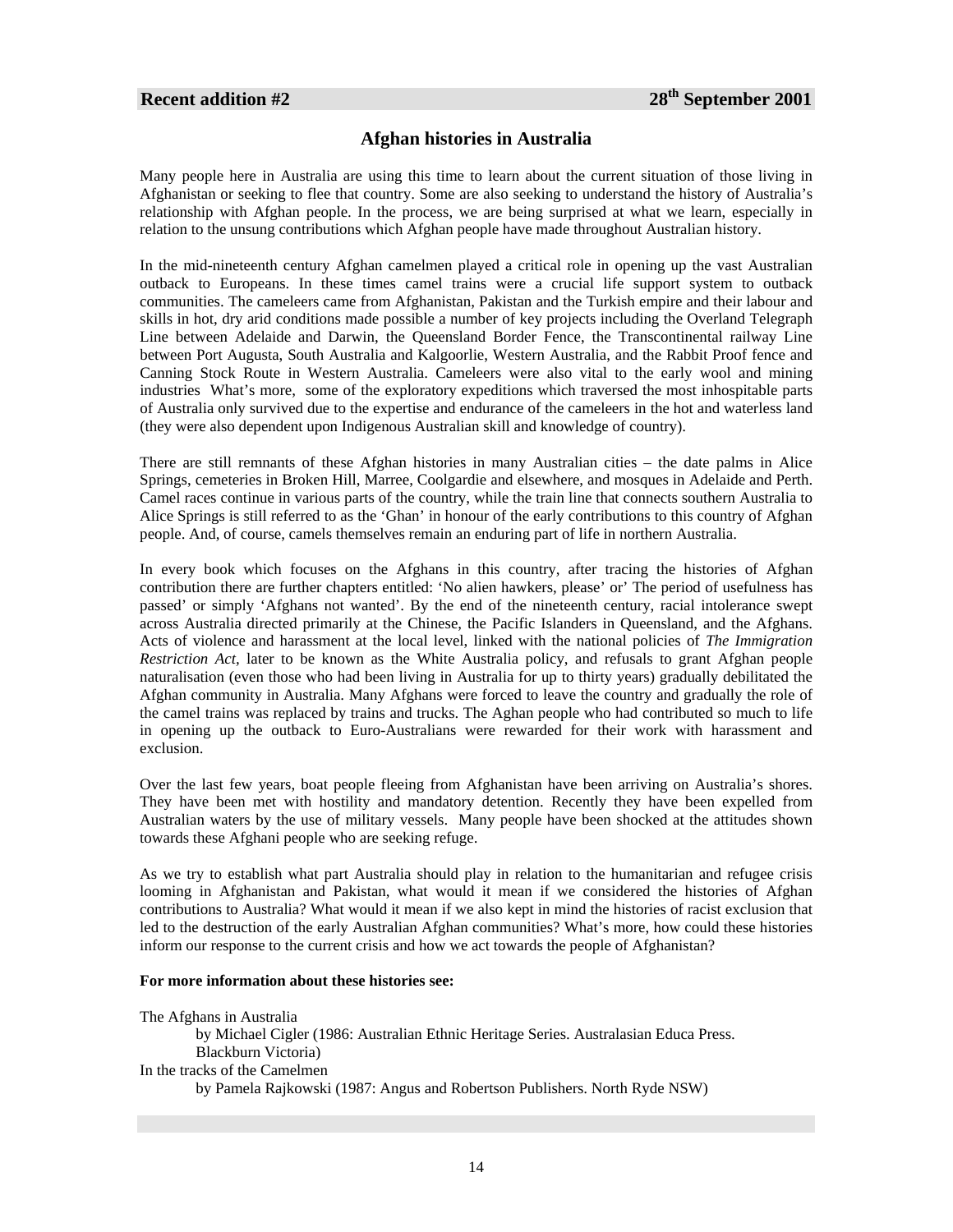**Recent addition #2** **28th September 2001**

## Afghan histories in Australia

Many people here in Australia are using this time to learn about the current situation of those living in Afghanistan or seeking to flee that country. Some are also seeking to understand the history of Australia's relationship with Afghan people. In the process, we are being surprised at what we learn, especially in relation to the unsung contributions which Afghan people have made throughout Australian history.

In the mid-nineteenth century Afghan camelmen played a critical role in opening up the vast Australian outback to Europeans. In these times camel trains were a crucial life support system to outback communities. The cameleers came from Afghanistan, Pakistan and the Turkish empire and their labour and skills in hot, dry arid conditions made possible a number of key projects including the Overland Telegraph Line between Adelaide and Darwin, the Queensland Border Fence, the Transcontinental railway Line between Port Augusta, South Australia and Kalgoorlie, Western Australia, and the Rabbit Proof fence and Canning Stock Route in Western Australia. Cameleers were also vital to the early wool and mining industries What's more, some of the exploratory expeditions which traversed the most inhospitable parts of Australia only survived due to the expertise and endurance of the cameleers in the hot and waterless land (they were also dependent upon Indigenous Australian skill and knowledge of country).

There are still remnants of these Afghan histories in many Australian cities – the date palms in Alice Springs, cemeteries in Broken Hill, Marree, Coolgardie and elsewhere, and mosques in Adelaide and Perth. Camel races continue in various parts of the country, while the train line that connects southern Australia to Alice Springs is still referred to as the 'Ghan' in honour of the early contributions to this country of Afghan people. And, of course, camels themselves remain an enduring part of life in northern Australia.

In every book which focuses on the Afghans in this country, after tracing the histories of Afghan contribution there are further chapters entitled: 'No alien hawkers, please' or' The period of usefulness has passed' or simply 'Afghans not wanted'. By the end of the nineteenth century, racial intolerance swept across Australia directed primarily at the Chinese, the Pacific Islanders in Queensland, and the Afghans. Acts of violence and harassment at the local level, linked with the national policies of *The Immigration Restriction Act*, later to be known as the White Australia policy, and refusals to grant Afghan people naturalisation (even those who had been living in Australia for up to thirty years) gradually debilitated the Afghan community in Australia. Many Afghans were forced to leave the country and gradually the role of the camel trains was replaced by trains and trucks. The Aghan people who had contributed so much to life in opening up the outback to Euro-Australians were rewarded for their work with harassment and exclusion.

Over the last few years, boat people fleeing from Afghanistan have been arriving on Australia's shores. They have been met with hostility and mandatory detention. Recently they have been expelled from Australian waters by the use of military vessels. Many people have been shocked at the attitudes shown towards these Afghani people who are seeking refuge.

As we try to establish what part Australia should play in relation to the humanitarian and refugee crisis looming in Afghanistan and Pakistan, what would it mean if we considered the histories of Afghan contributions to Australia? What would it mean if we also kept in mind the histories of racist exclusion that led to the destruction of the early Australian Afghan communities? What's more, how could these histories inform our response to the current crisis and how we act towards the people of Afghanistan?

**For more information about these histories see:**

The Afghans in Australia
by Michael Cigler (1986: Australian Ethnic Heritage Series. Australasian Educa Press. Blackburn Victoria)

In the tracks of the Camelmen
by Pamela Rajkowski (1987: Angus and Robertson Publishers. North Ryde NSW)